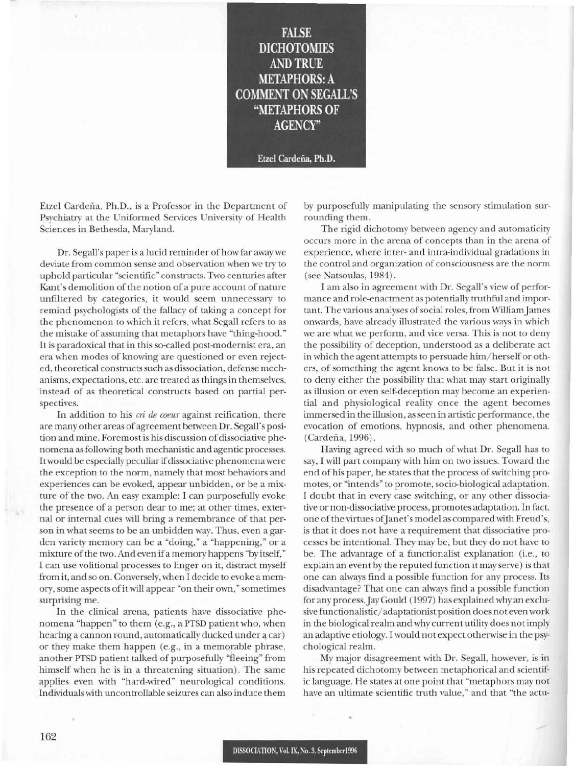# FALSE DICHOTOMIES AND TRUE METAPHORS: A COMMENT ON SEGALL'S "METAPHORS OF AGENCY"

**Etzel Cardeña, Ph.D.**

Etzel Cardeña, Ph.D., is a Professor in the Department of Psychiatry at the Uniformed Services University of Health Sciences in Bethesda, Maryland.

Dr. Segall's paper is a lucid reminder of how far away we deviate from common sense and observation when we try to uphold particular "scientific" constructs. Two centuries after Kant's demolition of the notion of a pure account of nature unfiltered by categories, it would seem unnecessary to remind psychologists of the fallacy of taking a concept for the phenomenon to which it refers, what Segall refers to as the mistake of assuming that metaphors have "thing-hood." It is paradoxical that in this so-called post-modernist era, an era when modes of knowing are questioned or even rejected, theoretical constructs such as dissociation, defense mechanisms, expectations, etc. are treated as things in themselves, instead of as theoretical constructs based on partial perspectives.

In addition to his *cri de coeur* against reification, there are many other areas of agreement between Dr. Segall's position and mine. Foremost is his discussion of dissociative phenomena as following both mechanistic and agentic processes. It would be especially peculiar if dissociative phenomena were the exception to the norm, namely that most behaviors and experiences can be evoked, appear unbidden, or be a mixture of the two. An easy example: I can purposefully evoke the presence of a person dear to me; at other times, external or internal cues will bring a remembrance of that person in what seems to be an unbidden way. Thus, even a garden variety memory can be a "doing," a "happening," or a mixture of the two. And even if a memory happens "by itself," I can use volitional processes to linger on it, distract myself from it, and so on. Conversely, when I decide to evoke a memory, some aspects of it will appear "on their own," sometimes surprising me.

In the clinical arena, patients have dissociative phenomena "happen" to them (e.g., a PTSD patient who, when hearing a cannon round, automatically ducked under a car) or they make them happen (e.g., in a memorable phrase, another PTSD patient talked of purposefully "fleeing" from himself when he is in a threatening situation). The same applies even with "hard-wired" neurological conditions. Individuals with uncontrollable seizures can also induce them by purposefully manipulating the sensory stimulation surrounding them.

The rigid dichotomy between agency and automaticity occurs more in the arena of concepts than in the arena of experience, where inter- and intra-individual gradations in the control and organization of consciousness are the norm (see Natsoulas, 1984).

I am also in agreement with Dr. Segall's view of performance and role-enactment as potentially truthful and important. The various analyses of social roles, from William James onwards, have already illustrated the various ways in which we are what we perform, and vice versa. This is not to deny the possibility of deception, understood as a deliberate act in which the agent attempts to persuade him/herself or others, of something the agent knows to be false. But it is not to deny either the possibility that what may start originally as illusion or even self-deception may become an experiential and physiological reality once the agent becomes immersed in the illusion, as seen in artistic performance, the evocation of emotions, hypnosis, and other phenomena. (Cardeña, 1996).

Having agreed with so much of what Dr. Segall has to say, I will part company with him on two issues. Toward the end of his paper, he states that the process of switching promotes, or "intends" to promote, socio-biological adaptation. I doubt that in every case switching, or any other dissociative or non-dissociative process, promotes adaptation. In fact, one of the virtues of Janet's model as compared with Freud's, is that it does not have a requirement that dissociative processes be intentional. They may be, but they do not have to be. The advantage of a functionalist explanation (i.e., to explain an event by the reputed function it may serve) is that one can always find a possible function for any process. Its disadvantage? That one can always find a possible function for any process. Jay Gould (1997) has explained why an exclusive functionalistic/adaptationist position does not even work in the biological realm and why current utility does not imply an adaptive etiology. I would not expect otherwise in the psychological realm.

My major disagreement with Dr. Segall, however, is in his repeated dichotomy between metaphorical and scientific language. He states at one point that "metaphors may not have an ultimate scientific truth value," and that "the actu-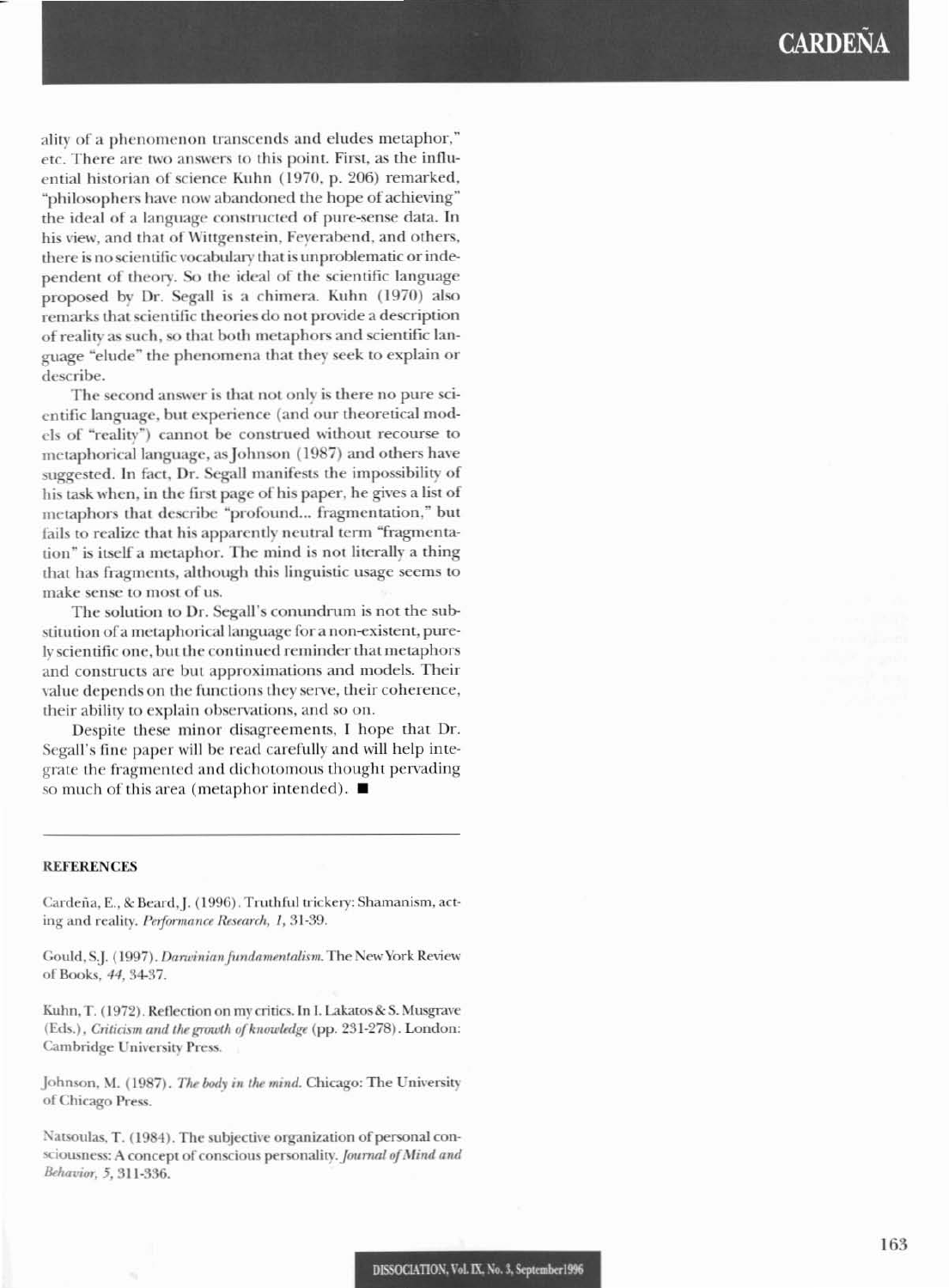ality of a phenomenon transcends and eludes metaphor," etc. There are two answers to this point. First, as the influential historian of science Kuhn (1970, p. 206) remarked, "philosophers have now abandoned the hope of achieving" the ideal of a language constructed of pure-sense data. In his view, and that of Wittgenstein, Feyerabend, and others, there is no scientific vocabulary that is unproblematic or independent of theory. So the ideal of the scientific language proposed by Dr. Segall is a chimera. Kuhn (1970) also remarks that scientific theories do not provide a description of reality as such, so that both metaphors and scientific language "elude" the phenomena that they seek to explain or describe.

The second answer is that not only is there no pure scientific language, but experience (and our theoretical models of "reality") cannot be construed without recourse to metaphorical language, as Johnson (1987) and others have suggested. In fact, Dr. Segall manifests the impossibility of his task when, in the first page of his paper, he gives a list of metaphors that describe "profound... fragmentation," but fails to realize that his apparently neutral term "fragmentation" is itself a metaphor. The mind is not literally a thing that has fragments, although this linguistic usage seems to make sense to most of us.

The solution to Dr. Segall's conundrum is not the substitution of a metaphorical language for a non-existent, purely scientific one, but the continued reminder that metaphors and constructs are but approximations and models. Their value depends on the functions they serve, their coherence, their ability to explain observations, and so on.

Despite these minor disagreements, I hope that Dr. Segall's fine paper will be read carefully and will help integrate the fragmented and dichotomous thought pervading so much of this area (metaphor intended). ■

## REFERENCES

Cardeña, E., & Beard, J. (1996). Truthful trickery: Shamanism, acting and reality. *Performance Research, 1,* 31-39.

Gould, S.J. (1997). *Darwinian fundamentalism.* The New York Review of Books, *44,* 34-37.

Kuhn, T. (1972). Reflection on my critics. In I. Lakatos & S. Musgrave (Eds.), *Criticism and the growth of knowledge* (pp. 231-278). London: Cambridge University Press.

Johnson, M. (1987). *The body in the mind.* Chicago: The University of Chicago Press.

Natsoulas, T. (1984). The subjective organization of personal consciousness: A concept of conscious personality. *Journal of Mind and Behavior, 5,* 311-336.